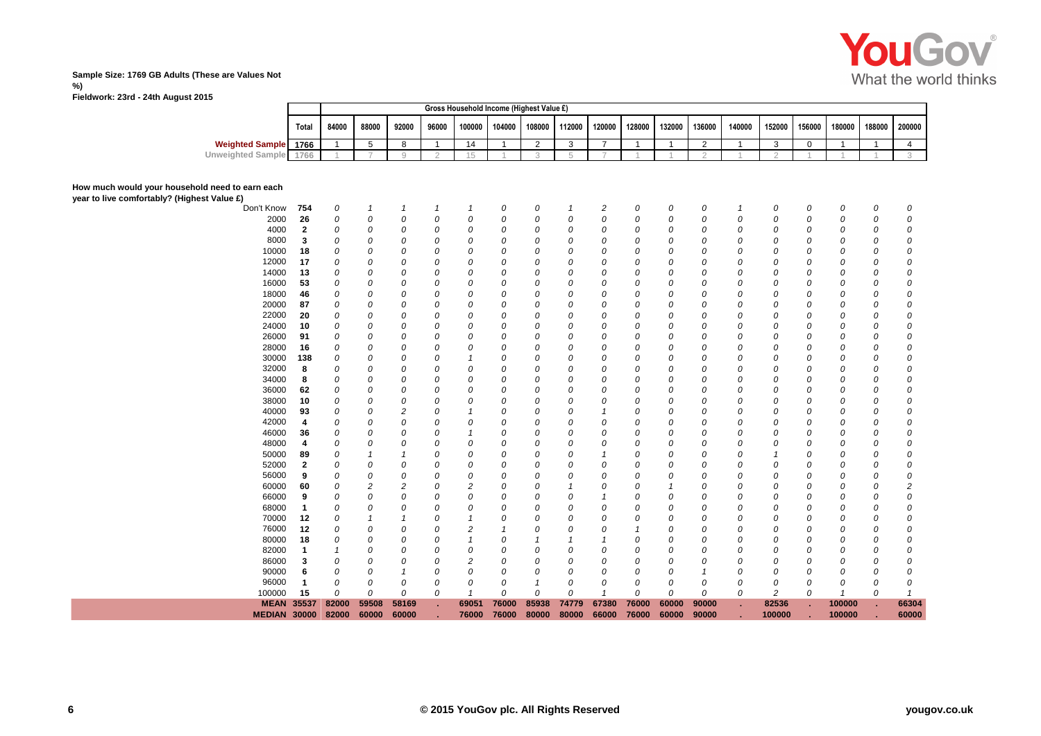**Sample Size: 1769 GB Adults (These are Values Not %)**
**Fieldwork: 23rd - 24th August 2015**

| | | Gross Household Income (Highest Value £) | | | | | | | | | | | | | | | | | | |
|---|---|---|---|---|---|---|---|---|---|---|---|---|---|---|---|---|---|---|---|---|
| | Total | 84000 | 88000 | 92000 | 96000 | 100000 | 104000 | 108000 | 112000 | 120000 | 128000 | 132000 | 136000 | 140000 | 152000 | 156000 | 180000 | 188000 | 200000 |
| Weighted Sample | 1766 | 1 | 5 | 8 | 1 | 14 | 1 | 2 | 3 | 7 | 1 | 1 | 2 | 1 | 3 | 0 | 1 | 1 | 4 |
| Unweighted Sample | 1766 | 1 | 7 | 9 | 2 | 15 | 1 | 3 | 5 | 7 | 1 | 1 | 2 | 1 | 2 | 1 | 1 | 1 | 3 |
| **How much would your household need to earn each year to live comfortably? (Highest Value £)** | | | | | | | | | | | | | | | | | | | |
| Don't Know | 754 | 0 | 1 | 1 | 1 | 1 | 0 | 0 | 1 | 2 | 0 | 0 | 0 | 1 | 0 | 0 | 0 | 0 | 0 |
| 2000 | 26 | 0 | 0 | 0 | 0 | 0 | 0 | 0 | 0 | 0 | 0 | 0 | 0 | 0 | 0 | 0 | 0 | 0 | 0 |
| 4000 | 2 | 0 | 0 | 0 | 0 | 0 | 0 | 0 | 0 | 0 | 0 | 0 | 0 | 0 | 0 | 0 | 0 | 0 | 0 |
| 8000 | 3 | 0 | 0 | 0 | 0 | 0 | 0 | 0 | 0 | 0 | 0 | 0 | 0 | 0 | 0 | 0 | 0 | 0 | 0 |
| 10000 | 18 | 0 | 0 | 0 | 0 | 0 | 0 | 0 | 0 | 0 | 0 | 0 | 0 | 0 | 0 | 0 | 0 | 0 | 0 |
| 12000 | 17 | 0 | 0 | 0 | 0 | 0 | 0 | 0 | 0 | 0 | 0 | 0 | 0 | 0 | 0 | 0 | 0 | 0 | 0 |
| 14000 | 13 | 0 | 0 | 0 | 0 | 0 | 0 | 0 | 0 | 0 | 0 | 0 | 0 | 0 | 0 | 0 | 0 | 0 | 0 |
| 16000 | 53 | 0 | 0 | 0 | 0 | 0 | 0 | 0 | 0 | 0 | 0 | 0 | 0 | 0 | 0 | 0 | 0 | 0 | 0 |
| 18000 | 46 | 0 | 0 | 0 | 0 | 0 | 0 | 0 | 0 | 0 | 0 | 0 | 0 | 0 | 0 | 0 | 0 | 0 | 0 |
| 20000 | 87 | 0 | 0 | 0 | 0 | 0 | 0 | 0 | 0 | 0 | 0 | 0 | 0 | 0 | 0 | 0 | 0 | 0 | 0 |
| 22000 | 20 | 0 | 0 | 0 | 0 | 0 | 0 | 0 | 0 | 0 | 0 | 0 | 0 | 0 | 0 | 0 | 0 | 0 | 0 |
| 24000 | 10 | 0 | 0 | 0 | 0 | 0 | 0 | 0 | 0 | 0 | 0 | 0 | 0 | 0 | 0 | 0 | 0 | 0 | 0 |
| 26000 | 91 | 0 | 0 | 0 | 0 | 0 | 0 | 0 | 0 | 0 | 0 | 0 | 0 | 0 | 0 | 0 | 0 | 0 | 0 |
| 28000 | 16 | 0 | 0 | 0 | 0 | 0 | 0 | 0 | 0 | 0 | 0 | 0 | 0 | 0 | 0 | 0 | 0 | 0 | 0 |
| 30000 | 138 | 0 | 0 | 0 | 0 | 1 | 0 | 0 | 0 | 0 | 0 | 0 | 0 | 0 | 0 | 0 | 0 | 0 | 0 |
| 32000 | 8 | 0 | 0 | 0 | 0 | 0 | 0 | 0 | 0 | 0 | 0 | 0 | 0 | 0 | 0 | 0 | 0 | 0 | 0 |
| 34000 | 8 | 0 | 0 | 0 | 0 | 0 | 0 | 0 | 0 | 0 | 0 | 0 | 0 | 0 | 0 | 0 | 0 | 0 | 0 |
| 36000 | 62 | 0 | 0 | 0 | 0 | 0 | 0 | 0 | 0 | 0 | 0 | 0 | 0 | 0 | 0 | 0 | 0 | 0 | 0 |
| 38000 | 10 | 0 | 0 | 0 | 0 | 0 | 0 | 0 | 0 | 0 | 0 | 0 | 0 | 0 | 0 | 0 | 0 | 0 | 0 |
| 40000 | 93 | 0 | 0 | 2 | 0 | 1 | 0 | 0 | 0 | 1 | 0 | 0 | 0 | 0 | 0 | 0 | 0 | 0 | 0 |
| 42000 | 4 | 0 | 0 | 0 | 0 | 0 | 0 | 0 | 0 | 0 | 0 | 0 | 0 | 0 | 0 | 0 | 0 | 0 | 0 |
| 46000 | 36 | 0 | 0 | 0 | 0 | 1 | 0 | 0 | 0 | 0 | 0 | 0 | 0 | 0 | 0 | 0 | 0 | 0 | 0 |
| 48000 | 4 | 0 | 0 | 0 | 0 | 0 | 0 | 0 | 0 | 0 | 0 | 0 | 0 | 0 | 0 | 0 | 0 | 0 | 0 |
| 50000 | 89 | 0 | 1 | 1 | 0 | 0 | 0 | 0 | 0 | 1 | 0 | 0 | 0 | 0 | 1 | 0 | 0 | 0 | 0 |
| 52000 | 2 | 0 | 0 | 0 | 0 | 0 | 0 | 0 | 0 | 0 | 0 | 0 | 0 | 0 | 0 | 0 | 0 | 0 | 0 |
| 56000 | 9 | 0 | 0 | 0 | 0 | 0 | 0 | 0 | 0 | 0 | 0 | 0 | 0 | 0 | 0 | 0 | 0 | 0 | 0 |
| 60000 | 60 | 0 | 2 | 2 | 0 | 2 | 0 | 0 | 1 | 0 | 0 | 1 | 0 | 0 | 0 | 0 | 0 | 0 | 2 |
| 66000 | 9 | 0 | 0 | 0 | 0 | 0 | 0 | 0 | 0 | 1 | 0 | 0 | 0 | 0 | 0 | 0 | 0 | 0 | 0 |
| 68000 | 1 | 0 | 0 | 0 | 0 | 0 | 0 | 0 | 0 | 0 | 0 | 0 | 0 | 0 | 0 | 0 | 0 | 0 | 0 |
| 70000 | 12 | 0 | 1 | 1 | 0 | 1 | 0 | 0 | 0 | 0 | 0 | 0 | 0 | 0 | 0 | 0 | 0 | 0 | 0 |
| 76000 | 12 | 0 | 0 | 0 | 0 | 2 | 1 | 0 | 0 | 0 | 1 | 0 | 0 | 0 | 0 | 0 | 0 | 0 | 0 |
| 80000 | 18 | 0 | 0 | 0 | 0 | 1 | 0 | 1 | 1 | 1 | 0 | 0 | 0 | 0 | 0 | 0 | 0 | 0 | 0 |
| 82000 | 1 | 1 | 0 | 0 | 0 | 0 | 0 | 0 | 0 | 0 | 0 | 0 | 0 | 0 | 0 | 0 | 0 | 0 | 0 |
| 86000 | 3 | 0 | 0 | 0 | 0 | 2 | 0 | 0 | 0 | 0 | 0 | 0 | 0 | 0 | 0 | 0 | 0 | 0 | 0 |
| 90000 | 6 | 0 | 0 | 1 | 0 | 0 | 0 | 0 | 0 | 0 | 0 | 0 | 1 | 0 | 0 | 0 | 0 | 0 | 0 |
| 96000 | 1 | 0 | 0 | 0 | 0 | 0 | 0 | 1 | 0 | 0 | 0 | 0 | 0 | 0 | 0 | 0 | 0 | 0 | 0 |
| 100000 | 15 | 0 | 0 | 0 | 0 | 1 | 0 | 0 | 0 | 1 | 0 | 0 | 0 | 0 | 2 | 0 | 1 | 0 | 1 |
| **MEAN** | **35537** | **82000** | **59508** | **58169** | **.** | **69051** | **76000** | **85938** | **74779** | **67380** | **76000** | **60000** | **90000** | **.** | **82536** | **.** | **100000** | **.** | **66304** |
| **MEDIAN** | **30000** | **82000** | **60000** | **60000** | **.** | **76000** | **76000** | **80000** | **80000** | **66000** | **76000** | **60000** | **90000** | **.** | **100000** | **.** | **100000** | **.** | **60000** |

© 2015 YouGov plc. All Rights Reserved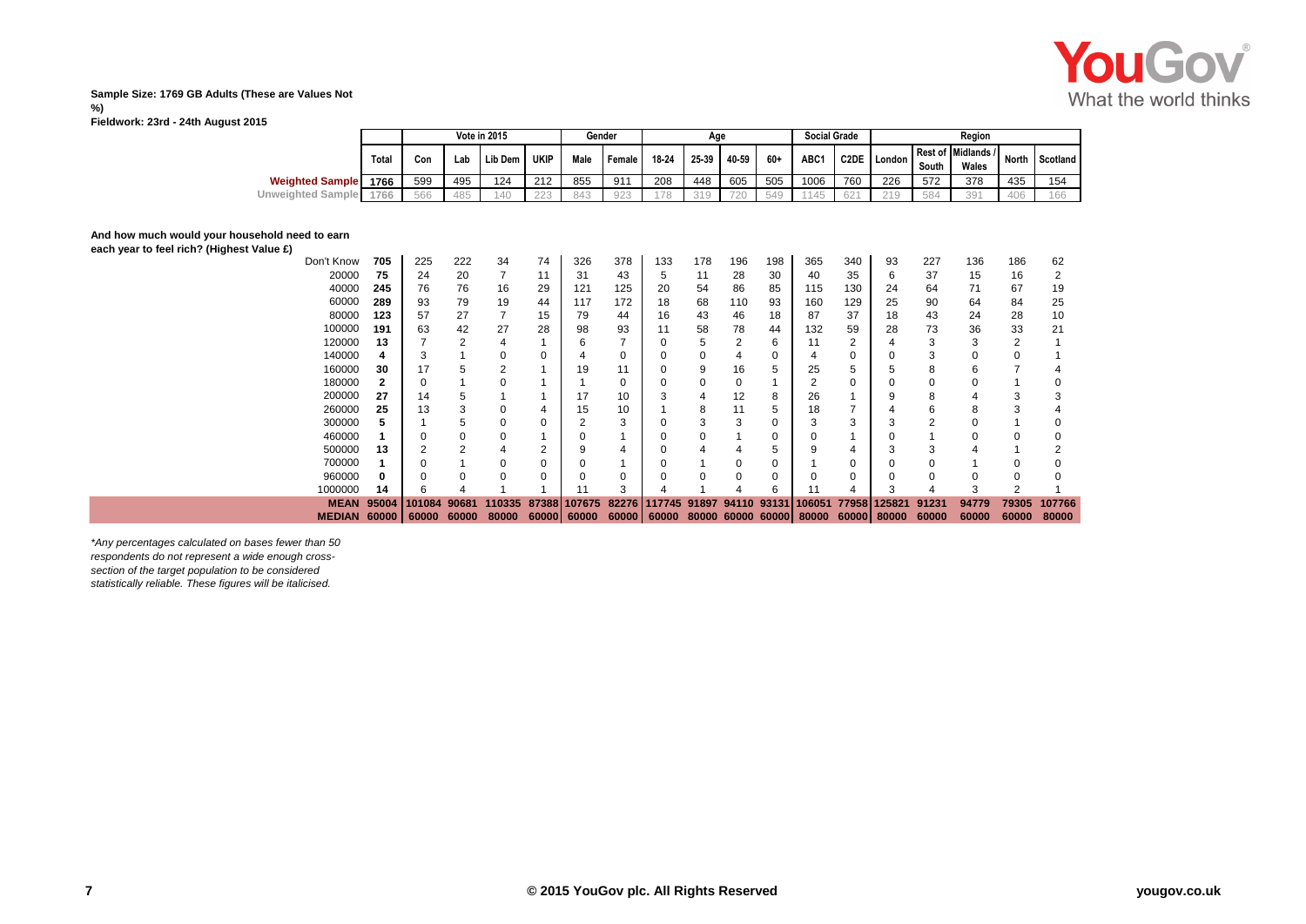**Sample Size: 1769 GB Adults (These are Values Not %)**
**Fieldwork: 23rd - 24th August 2015**

| | | Vote in 2015 | | | | Gender | | Age | | | | Social Grade | | Region | | | | |
|---|---|---|---|---|---|---|---|---|---|---|---|---|---|---|---|---|---|---|
| | Total | Con | Lab | Lib Dem | UKIP | Male | Female | 18-24 | 25-39 | 40-59 | 60+ | ABC1 | C2DE | London | Rest of South | Midlands / Wales | North | Scotland |
| **Weighted Sample** | 1766 | 599 | 495 | 124 | 212 | 855 | 911 | 208 | 448 | 605 | 505 | 1006 | 760 | 226 | 572 | 378 | 435 | 154 |
| Unweighted Sample | 1766 | 566 | 485 | 140 | 223 | 843 | 923 | 178 | 319 | 720 | 549 | 1145 | 621 | 219 | 584 | 391 | 406 | 166 |
| **And how much would your household need to earn each year to feel rich? (Highest Value £)** | | | | | | | | | | | | | | | | | | |
| Don't Know | **705** | 225 | 222 | 34 | 74 | 326 | 378 | 133 | 178 | 196 | 198 | 365 | 340 | 93 | 227 | 136 | 186 | 62 |
| 20000 | **75** | 24 | 20 | 7 | 11 | 31 | 43 | 5 | 11 | 28 | 30 | 40 | 35 | 6 | 37 | 15 | 16 | 2 |
| 40000 | **245** | 76 | 76 | 16 | 29 | 121 | 125 | 20 | 54 | 86 | 85 | 115 | 130 | 24 | 64 | 71 | 67 | 19 |
| 60000 | **289** | 93 | 79 | 19 | 44 | 117 | 172 | 18 | 68 | 110 | 93 | 160 | 129 | 25 | 90 | 64 | 84 | 25 |
| 80000 | **123** | 57 | 27 | 7 | 15 | 79 | 44 | 16 | 43 | 46 | 18 | 87 | 37 | 18 | 43 | 24 | 28 | 10 |
| 100000 | **191** | 63 | 42 | 27 | 28 | 98 | 93 | 11 | 58 | 78 | 44 | 132 | 59 | 28 | 73 | 36 | 33 | 21 |
| 120000 | **13** | 7 | 2 | 4 | 1 | 6 | 7 | 0 | 5 | 2 | 6 | 11 | 2 | 4 | 3 | 3 | 2 | 1 |
| 140000 | **4** | 3 | 1 | 0 | 0 | 4 | 0 | 0 | 0 | 4 | 0 | 4 | 0 | 0 | 3 | 0 | 0 | 1 |
| 160000 | **30** | 17 | 5 | 2 | 1 | 19 | 11 | 0 | 9 | 16 | 5 | 25 | 5 | 5 | 8 | 6 | 7 | 4 |
| 180000 | **2** | 0 | 1 | 0 | 1 | 1 | 0 | 0 | 0 | 0 | 1 | 2 | 0 | 0 | 0 | 0 | 1 | 0 |
| 200000 | **27** | 14 | 5 | 1 | 1 | 17 | 10 | 3 | 4 | 12 | 8 | 26 | 1 | 9 | 8 | 4 | 3 | 3 |
| 260000 | **25** | 13 | 3 | 0 | 4 | 15 | 10 | 1 | 8 | 11 | 5 | 18 | 7 | 4 | 6 | 8 | 3 | 4 |
| 300000 | **5** | 1 | 5 | 0 | 0 | 2 | 3 | 0 | 3 | 3 | 0 | 3 | 3 | 3 | 2 | 0 | 1 | 0 |
| 460000 | **1** | 0 | 0 | 0 | 1 | 0 | 1 | 0 | 0 | 1 | 0 | 0 | 1 | 0 | 1 | 0 | 0 | 0 |
| 500000 | **13** | 2 | 2 | 4 | 2 | 9 | 4 | 0 | 4 | 4 | 5 | 9 | 4 | 3 | 3 | 4 | 1 | 2 |
| 700000 | **1** | 0 | 1 | 0 | 0 | 0 | 1 | 0 | 1 | 0 | 0 | 1 | 0 | 0 | 0 | 1 | 0 | 0 |
| 960000 | **0** | 0 | 0 | 0 | 0 | 0 | 0 | 0 | 0 | 0 | 0 | 0 | 0 | 0 | 0 | 0 | 0 | 0 |
| 1000000 | **14** | 6 | 4 | 1 | 1 | 11 | 3 | 4 | 1 | 4 | 6 | 11 | 4 | 3 | 4 | 3 | 2 | 1 |
| **MEAN** | **95004** | **101084** | **90681** | **110335** | **87388** | **107675** | **82276** | **117745** | **91897** | **94110** | **93131** | **106051** | **77958** | **125821** | **91231** | **94779** | **79305** | **107766** |
| **MEDIAN** | **60000** | **60000** | **60000** | **80000** | **60000** | **60000** | **60000** | **60000** | **80000** | **60000** | **60000** | **80000** | **60000** | **80000** | **60000** | **60000** | **60000** | **80000** |

*\*Any percentages calculated on bases fewer than 50 respondents do not represent a wide enough cross-section of the target population to be considered statistically reliable. These figures will be italicised.*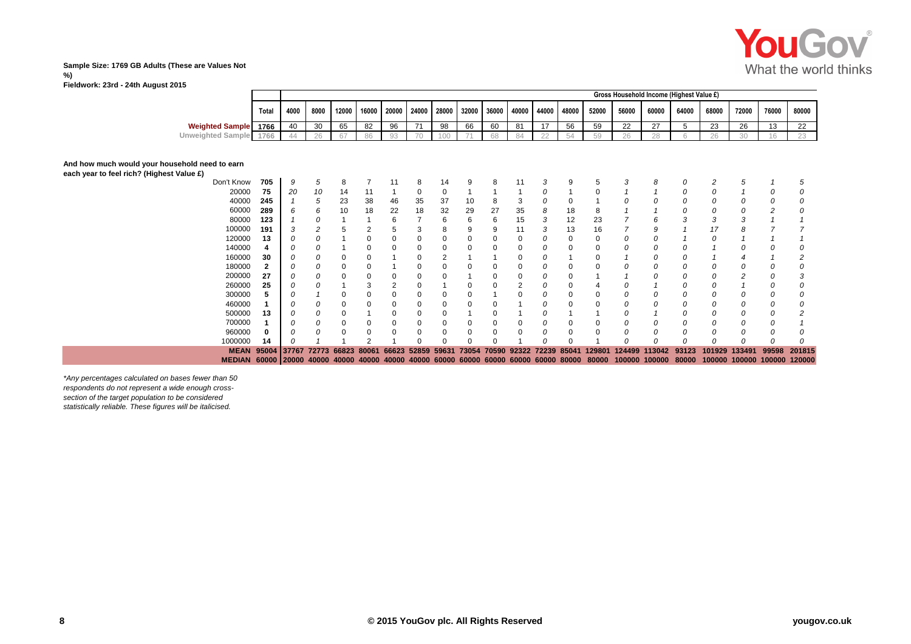**Sample Size: 1769 GB Adults (These are Values Not %)**
**Fieldwork: 23rd - 24th August 2015**

| | Total | Gross Household Income (Highest Value £) | | | | | | | | | | | | | | | | | | | | |
|---|---|---|---|---|---|---|---|---|---|---|---|---|---|---|---|---|---|---|---|---|---|---|
| | | 4000 | 8000 | 12000 | 16000 | 20000 | 24000 | 28000 | 32000 | 36000 | 40000 | 44000 | 48000 | 52000 | 56000 | 60000 | 64000 | 68000 | 72000 | 76000 | 80000 |
| Weighted Sample | 1766 | 40 | 30 | 65 | 82 | 96 | 71 | 98 | 66 | 60 | 81 | 17 | 56 | 59 | 22 | 27 | 5 | 23 | 26 | 13 | 22 |
| Unweighted Sample | 1766 | 44 | 26 | 67 | 86 | 93 | 70 | 100 | 71 | 68 | 84 | 22 | 54 | 59 | 26 | 28 | 6 | 26 | 30 | 16 | 23 |
| **And how much would your household need to earn each year to feel rich? (Highest Value £)** | | | | | | | | | | | | | | | | | | | | | |
| Don't Know | 705 | *9* | *5* | 8 | 7 | 11 | 8 | 14 | 9 | 8 | 11 | *3* | 9 | 5 | *3* | *8* | *0* | *2* | *5* | *1* | *5* |
| 20000 | 75 | *20* | *10* | 14 | 11 | 1 | 0 | 0 | 1 | 1 | 1 | *0* | 1 | 0 | *1* | *1* | *0* | *0* | *1* | *0* | *0* |
| 40000 | 245 | *1* | *5* | 23 | 38 | 46 | 35 | 37 | 10 | 8 | 3 | *0* | 0 | 1 | *0* | *0* | *0* | *0* | *0* | *0* | *0* |
| 60000 | 289 | *6* | *6* | 10 | 18 | 22 | 18 | 32 | 29 | 27 | 35 | *8* | 18 | 8 | *1* | *1* | *0* | *0* | *0* | *2* | *0* |
| 80000 | 123 | *1* | *0* | 1 | 1 | 6 | 7 | 6 | 6 | 6 | 15 | *3* | 12 | 23 | *7* | *6* | *3* | *3* | *3* | *1* | *1* |
| 100000 | 191 | *3* | *2* | 5 | 2 | 5 | 3 | 8 | 9 | 9 | 11 | *3* | 13 | 16 | *7* | *9* | *1* | *17* | *8* | *7* | *7* |
| 120000 | 13 | *0* | *0* | 1 | 0 | 0 | 0 | 0 | 0 | 0 | 0 | *0* | 0 | 0 | *0* | *0* | *1* | *0* | *1* | *1* | *1* |
| 140000 | 4 | *0* | *0* | 1 | 0 | 0 | 0 | 0 | 0 | 0 | 0 | *0* | 0 | 0 | *0* | *0* | *0* | *1* | *0* | *0* | *0* |
| 160000 | 30 | *0* | *0* | 0 | 0 | 1 | 0 | 2 | 1 | 1 | 0 | *0* | 1 | 0 | *1* | *0* | *0* | *1* | *4* | *1* | *2* |
| 180000 | 2 | *0* | *0* | 0 | 0 | 1 | 0 | 0 | 0 | 0 | 0 | *0* | 0 | 0 | *0* | *0* | *0* | *0* | *0* | *0* | *0* |
| 200000 | 27 | *0* | *0* | 0 | 0 | 0 | 0 | 0 | 1 | 0 | 0 | *0* | 0 | 1 | *1* | *0* | *0* | *0* | *2* | *0* | *3* |
| 260000 | 25 | *0* | *0* | 1 | 3 | 2 | 0 | 1 | 0 | 0 | 2 | *0* | 0 | 4 | *0* | *1* | *0* | *0* | *1* | *0* | *0* |
| 300000 | 5 | *0* | *1* | 0 | 0 | 0 | 0 | 0 | 0 | 1 | 0 | *0* | 0 | 0 | *0* | *0* | *0* | *0* | *0* | *0* | *0* |
| 460000 | 1 | *0* | *0* | 0 | 0 | 0 | 0 | 0 | 0 | 0 | 1 | *0* | 0 | 0 | *0* | *0* | *0* | *0* | *0* | *0* | *0* |
| 500000 | 13 | *0* | *0* | 0 | 1 | 0 | 0 | 0 | 1 | 0 | 1 | *0* | 1 | 1 | *0* | *1* | *0* | *0* | *0* | *0* | *2* |
| 700000 | 1 | *0* | *0* | 0 | 0 | 0 | 0 | 0 | 0 | 0 | 0 | *0* | 0 | 0 | *0* | *0* | *0* | *0* | *0* | *0* | *1* |
| 960000 | 0 | *0* | *0* | 0 | 0 | 0 | 0 | 0 | 0 | 0 | 0 | *0* | 0 | 0 | *0* | *0* | *0* | *0* | *0* | *0* | *0* |
| 1000000 | 14 | *0* | *1* | 1 | 2 | 1 | 0 | 0 | 0 | 0 | 1 | *0* | 0 | 1 | *0* | *0* | *0* | *0* | *0* | *0* | *0* |
| **MEAN** | **95004** | **37767** | **72773** | **66823** | **80061** | **66623** | **52859** | **59631** | **73054** | **70590** | **92322** | **72239** | **85041** | **129801** | **124499** | **113042** | **93123** | **101929** | **133491** | **99598** | **201815** |
| **MEDIAN** | **60000** | **20000** | **40000** | **40000** | **40000** | **40000** | **40000** | **60000** | **60000** | **60000** | **60000** | **60000** | **80000** | **80000** | **100000** | **100000** | **80000** | **100000** | **100000** | **100000** | **120000** |

*\*Any percentages calculated on bases fewer than 50 respondents do not represent a wide enough cross-section of the target population to be considered statistically reliable. These figures will be italicised.*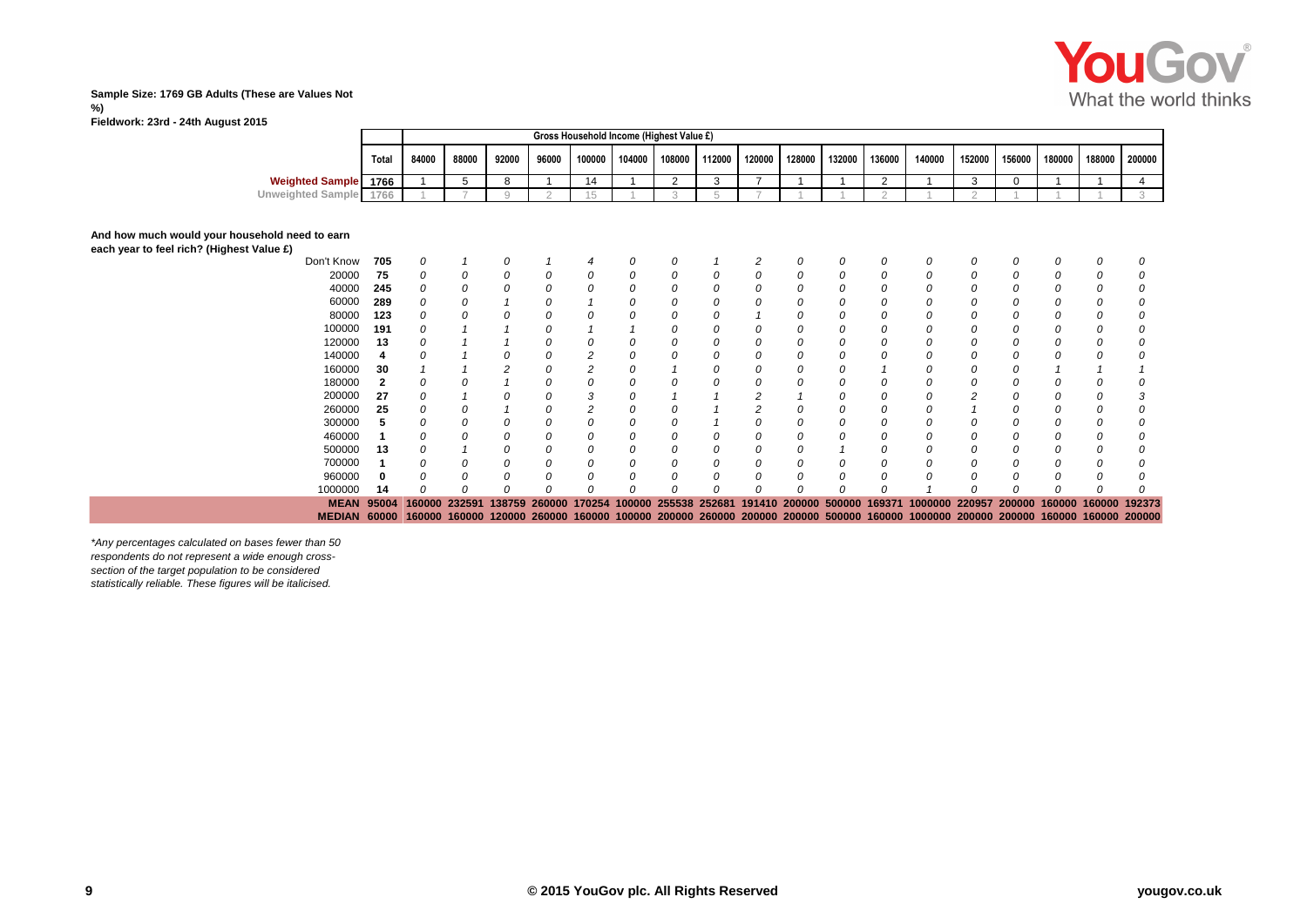**Sample Size: 1769 GB Adults (These are Values Not %)**
**Fieldwork: 23rd - 24th August 2015**

| | Total | 84000 | 88000 | 92000 | 96000 | 100000 | 104000 | 108000 | 112000 | 120000 | 128000 | 132000 | 136000 | 140000 | 152000 | 156000 | 180000 | 188000 | 200000 |
|---|---|---|---|---|---|---|---|---|---|---|---|---|---|---|---|---|---|---|---|
| | | Gross Household Income (Highest Value £) | | | | | | | | | | | | | | | | | |
| **Weighted Sample** | 1766 | 1 | 5 | 8 | 1 | 14 | 1 | 2 | 3 | 7 | 1 | 1 | 2 | 1 | 3 | 0 | 1 | 1 | 4 |
| Unweighted Sample | 1766 | 1 | 7 | 9 | 2 | 15 | 1 | 3 | 5 | 7 | 1 | 1 | 2 | 1 | 2 | 1 | 1 | 1 | 3 |
| **And how much would your household need to earn each year to feel rich? (Highest Value £)** | | | | | | | | | | | | | | | | | | | |
| Don't Know | **705** | *0* | *1* | *0* | *1* | *4* | *0* | *0* | *1* | *2* | *0* | *0* | *0* | *0* | *0* | *0* | *0* | *0* | *0* |
| 20000 | **75** | *0* | *0* | *0* | *0* | *0* | *0* | *0* | *0* | *0* | *0* | *0* | *0* | *0* | *0* | *0* | *0* | *0* | *0* |
| 40000 | **245** | *0* | *0* | *0* | *0* | *0* | *0* | *0* | *0* | *0* | *0* | *0* | *0* | *0* | *0* | *0* | *0* | *0* | *0* |
| 60000 | **289** | *0* | *0* | *1* | *0* | *1* | *0* | *0* | *0* | *0* | *0* | *0* | *0* | *0* | *0* | *0* | *0* | *0* | *0* |
| 80000 | **123** | *0* | *0* | *0* | *0* | *0* | *0* | *0* | *0* | *1* | *0* | *0* | *0* | *0* | *0* | *0* | *0* | *0* | *0* |
| 100000 | **191** | *0* | *1* | *1* | *0* | *1* | *1* | *0* | *0* | *0* | *0* | *0* | *0* | *0* | *0* | *0* | *0* | *0* | *0* |
| 120000 | **13** | *0* | *1* | *1* | *0* | *0* | *0* | *0* | *0* | *0* | *0* | *0* | *0* | *0* | *0* | *0* | *0* | *0* | *0* |
| 140000 | **4** | *0* | *1* | *0* | *0* | *2* | *0* | *0* | *0* | *0* | *0* | *0* | *0* | *0* | *0* | *0* | *0* | *0* | *0* |
| 160000 | **30** | *1* | *1* | *2* | *0* | *2* | *0* | *1* | *0* | *0* | *0* | *0* | *1* | *0* | *0* | *0* | *1* | *1* | *1* |
| 180000 | **2** | *0* | *0* | *1* | *0* | *0* | *0* | *0* | *0* | *0* | *0* | *0* | *0* | *0* | *0* | *0* | *0* | *0* | *0* |
| 200000 | **27** | *0* | *1* | *0* | *0* | *3* | *0* | *1* | *1* | *2* | *1* | *0* | *0* | *0* | *2* | *0* | *0* | *0* | *3* |
| 260000 | **25** | *0* | *0* | *1* | *0* | *2* | *0* | *0* | *1* | *2* | *0* | *0* | *0* | *0* | *1* | *0* | *0* | *0* | *0* |
| 300000 | **5** | *0* | *0* | *0* | *0* | *0* | *0* | *0* | *1* | *0* | *0* | *0* | *0* | *0* | *0* | *0* | *0* | *0* | *0* |
| 460000 | **1** | *0* | *0* | *0* | *0* | *0* | *0* | *0* | *0* | *0* | *0* | *0* | *0* | *0* | *0* | *0* | *0* | *0* | *0* |
| 500000 | **13** | *0* | *1* | *0* | *0* | *0* | *0* | *0* | *0* | *0* | *0* | *1* | *0* | *0* | *0* | *0* | *0* | *0* | *0* |
| 700000 | **1** | *0* | *0* | *0* | *0* | *0* | *0* | *0* | *0* | *0* | *0* | *0* | *0* | *0* | *0* | *0* | *0* | *0* | *0* |
| 960000 | **0** | *0* | *0* | *0* | *0* | *0* | *0* | *0* | *0* | *0* | *0* | *0* | *0* | *0* | *0* | *0* | *0* | *0* | *0* |
| 1000000 | **14** | *0* | *0* | *0* | *0* | *0* | *0* | *0* | *0* | *0* | *0* | *0* | *0* | *1* | *0* | *0* | *0* | *0* | *0* |
| **MEAN** | **95004** | 160000 | 232591 | 138759 | 260000 | 170254 | 100000 | 255538 | 252681 | 191410 | 200000 | 500000 | 169371 | 1000000 | 220957 | 200000 | 160000 | 160000 | 192373 |
| **MEDIAN** | **60000** | 160000 | 160000 | 120000 | 260000 | 160000 | 100000 | 200000 | 260000 | 200000 | 200000 | 500000 | 160000 | 1000000 | 200000 | 200000 | 160000 | 160000 | 200000 |

*\*Any percentages calculated on bases fewer than 50 respondents do not represent a wide enough cross-section of the target population to be considered statistically reliable. These figures will be italicised.*

**© 2015 YouGov plc. All Rights Reserved**